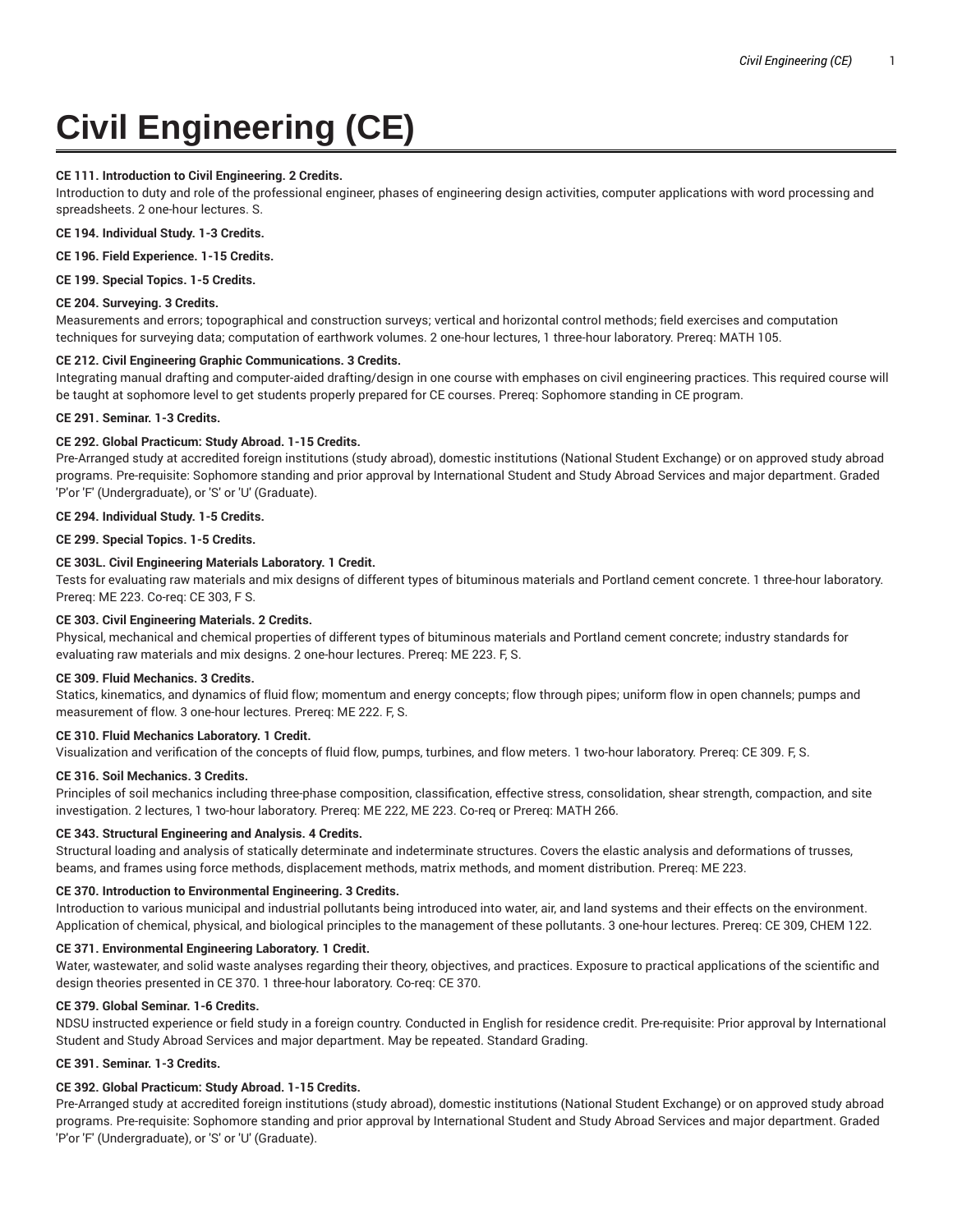# Civil Engineering (CE)

**CE 111. Introduction to Civil Engineering. 2 Credits.**
Introduction to duty and role of the professional engineer, phases of engineering design activities, computer applications with word processing and spreadsheets. 2 one-hour lectures. S.

**CE 194. Individual Study. 1-3 Credits.**

**CE 196. Field Experience. 1-15 Credits.**

**CE 199. Special Topics. 1-5 Credits.**

**CE 204. Surveying. 3 Credits.**
Measurements and errors; topographical and construction surveys; vertical and horizontal control methods; field exercises and computation techniques for surveying data; computation of earthwork volumes. 2 one-hour lectures, 1 three-hour laboratory. Prereq: MATH 105.

**CE 212. Civil Engineering Graphic Communications. 3 Credits.**
Integrating manual drafting and computer-aided drafting/design in one course with emphases on civil engineering practices. This required course will be taught at sophomore level to get students properly prepared for CE courses. Prereq: Sophomore standing in CE program.

**CE 291. Seminar. 1-3 Credits.**

**CE 292. Global Practicum: Study Abroad. 1-15 Credits.**
Pre-Arranged study at accredited foreign institutions (study abroad), domestic institutions (National Student Exchange) or on approved study abroad programs. Pre-requisite: Sophomore standing and prior approval by International Student and Study Abroad Services and major department. Graded 'P'or 'F' (Undergraduate), or 'S' or 'U' (Graduate).

**CE 294. Individual Study. 1-5 Credits.**

**CE 299. Special Topics. 1-5 Credits.**

**CE 303L. Civil Engineering Materials Laboratory. 1 Credit.**
Tests for evaluating raw materials and mix designs of different types of bituminous materials and Portland cement concrete. 1 three-hour laboratory. Prereq: ME 223. Co-req: CE 303, F S.

**CE 303. Civil Engineering Materials. 2 Credits.**
Physical, mechanical and chemical properties of different types of bituminous materials and Portland cement concrete; industry standards for evaluating raw materials and mix designs. 2 one-hour lectures. Prereq: ME 223. F, S.

**CE 309. Fluid Mechanics. 3 Credits.**
Statics, kinematics, and dynamics of fluid flow; momentum and energy concepts; flow through pipes; uniform flow in open channels; pumps and measurement of flow. 3 one-hour lectures. Prereq: ME 222. F, S.

**CE 310. Fluid Mechanics Laboratory. 1 Credit.**
Visualization and verification of the concepts of fluid flow, pumps, turbines, and flow meters. 1 two-hour laboratory. Prereq: CE 309. F, S.

**CE 316. Soil Mechanics. 3 Credits.**
Principles of soil mechanics including three-phase composition, classification, effective stress, consolidation, shear strength, compaction, and site investigation. 2 lectures, 1 two-hour laboratory. Prereq: ME 222, ME 223. Co-req or Prereq: MATH 266.

**CE 343. Structural Engineering and Analysis. 4 Credits.**
Structural loading and analysis of statically determinate and indeterminate structures. Covers the elastic analysis and deformations of trusses, beams, and frames using force methods, displacement methods, matrix methods, and moment distribution. Prereq: ME 223.

**CE 370. Introduction to Environmental Engineering. 3 Credits.**
Introduction to various municipal and industrial pollutants being introduced into water, air, and land systems and their effects on the environment. Application of chemical, physical, and biological principles to the management of these pollutants. 3 one-hour lectures. Prereq: CE 309, CHEM 122.

**CE 371. Environmental Engineering Laboratory. 1 Credit.**
Water, wastewater, and solid waste analyses regarding their theory, objectives, and practices. Exposure to practical applications of the scientific and design theories presented in CE 370. 1 three-hour laboratory. Co-req: CE 370.

**CE 379. Global Seminar. 1-6 Credits.**
NDSU instructed experience or field study in a foreign country. Conducted in English for residence credit. Pre-requisite: Prior approval by International Student and Study Abroad Services and major department. May be repeated. Standard Grading.

**CE 391. Seminar. 1-3 Credits.**

**CE 392. Global Practicum: Study Abroad. 1-15 Credits.**
Pre-Arranged study at accredited foreign institutions (study abroad), domestic institutions (National Student Exchange) or on approved study abroad programs. Pre-requisite: Sophomore standing and prior approval by International Student and Study Abroad Services and major department. Graded 'P'or 'F' (Undergraduate), or 'S' or 'U' (Graduate).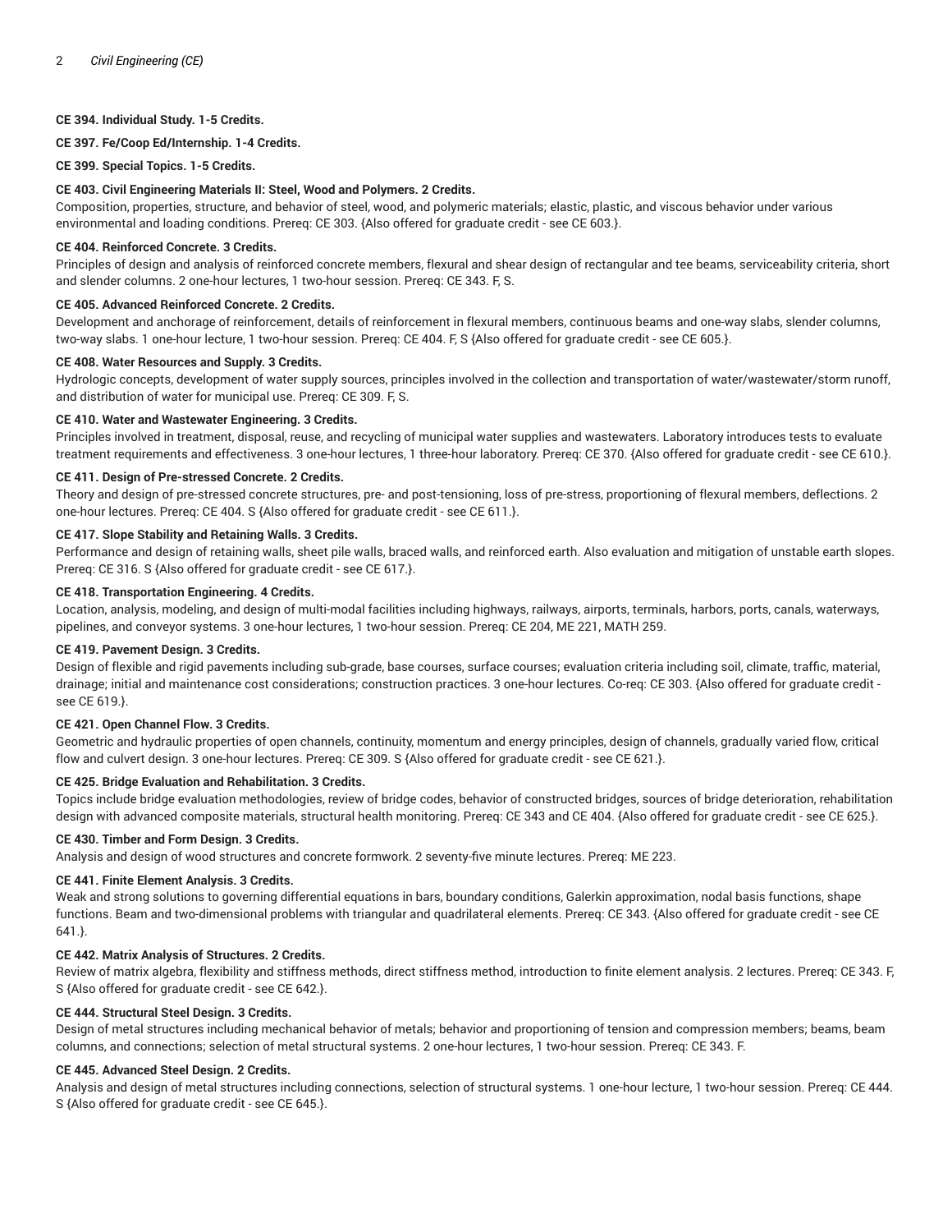**CE 394. Individual Study. 1-5 Credits.**

**CE 397. Fe/Coop Ed/Internship. 1-4 Credits.**

**CE 399. Special Topics. 1-5 Credits.**

**CE 403. Civil Engineering Materials II: Steel, Wood and Polymers. 2 Credits.**
Composition, properties, structure, and behavior of steel, wood, and polymeric materials; elastic, plastic, and viscous behavior under various environmental and loading conditions. Prereq: CE 303. {Also offered for graduate credit - see CE 603.}.

**CE 404. Reinforced Concrete. 3 Credits.**
Principles of design and analysis of reinforced concrete members, flexural and shear design of rectangular and tee beams, serviceability criteria, short and slender columns. 2 one-hour lectures, 1 two-hour session. Prereq: CE 343. F, S.

**CE 405. Advanced Reinforced Concrete. 2 Credits.**
Development and anchorage of reinforcement, details of reinforcement in flexural members, continuous beams and one-way slabs, slender columns, two-way slabs. 1 one-hour lecture, 1 two-hour session. Prereq: CE 404. F, S {Also offered for graduate credit - see CE 605.}.

**CE 408. Water Resources and Supply. 3 Credits.**
Hydrologic concepts, development of water supply sources, principles involved in the collection and transportation of water/wastewater/storm runoff, and distribution of water for municipal use. Prereq: CE 309. F, S.

**CE 410. Water and Wastewater Engineering. 3 Credits.**
Principles involved in treatment, disposal, reuse, and recycling of municipal water supplies and wastewaters. Laboratory introduces tests to evaluate treatment requirements and effectiveness. 3 one-hour lectures, 1 three-hour laboratory. Prereq: CE 370. {Also offered for graduate credit - see CE 610.}.

**CE 411. Design of Pre-stressed Concrete. 2 Credits.**
Theory and design of pre-stressed concrete structures, pre- and post-tensioning, loss of pre-stress, proportioning of flexural members, deflections. 2 one-hour lectures. Prereq: CE 404. S {Also offered for graduate credit - see CE 611.}.

**CE 417. Slope Stability and Retaining Walls. 3 Credits.**
Performance and design of retaining walls, sheet pile walls, braced walls, and reinforced earth. Also evaluation and mitigation of unstable earth slopes. Prereq: CE 316. S {Also offered for graduate credit - see CE 617.}.

**CE 418. Transportation Engineering. 4 Credits.**
Location, analysis, modeling, and design of multi-modal facilities including highways, railways, airports, terminals, harbors, ports, canals, waterways, pipelines, and conveyor systems. 3 one-hour lectures, 1 two-hour session. Prereq: CE 204, ME 221, MATH 259.

**CE 419. Pavement Design. 3 Credits.**
Design of flexible and rigid pavements including sub-grade, base courses, surface courses; evaluation criteria including soil, climate, traffic, material, drainage; initial and maintenance cost considerations; construction practices. 3 one-hour lectures. Co-req: CE 303. {Also offered for graduate credit - see CE 619.}.

**CE 421. Open Channel Flow. 3 Credits.**
Geometric and hydraulic properties of open channels, continuity, momentum and energy principles, design of channels, gradually varied flow, critical flow and culvert design. 3 one-hour lectures. Prereq: CE 309. S {Also offered for graduate credit - see CE 621.}.

**CE 425. Bridge Evaluation and Rehabilitation. 3 Credits.**
Topics include bridge evaluation methodologies, review of bridge codes, behavior of constructed bridges, sources of bridge deterioration, rehabilitation design with advanced composite materials, structural health monitoring. Prereq: CE 343 and CE 404. {Also offered for graduate credit - see CE 625.}.

**CE 430. Timber and Form Design. 3 Credits.**
Analysis and design of wood structures and concrete formwork. 2 seventy-five minute lectures. Prereq: ME 223.

**CE 441. Finite Element Analysis. 3 Credits.**
Weak and strong solutions to governing differential equations in bars, boundary conditions, Galerkin approximation, nodal basis functions, shape functions. Beam and two-dimensional problems with triangular and quadrilateral elements. Prereq: CE 343. {Also offered for graduate credit - see CE 641.}.

**CE 442. Matrix Analysis of Structures. 2 Credits.**
Review of matrix algebra, flexibility and stiffness methods, direct stiffness method, introduction to finite element analysis. 2 lectures. Prereq: CE 343. F, S {Also offered for graduate credit - see CE 642.}.

**CE 444. Structural Steel Design. 3 Credits.**
Design of metal structures including mechanical behavior of metals; behavior and proportioning of tension and compression members; beams, beam columns, and connections; selection of metal structural systems. 2 one-hour lectures, 1 two-hour session. Prereq: CE 343. F.

**CE 445. Advanced Steel Design. 2 Credits.**
Analysis and design of metal structures including connections, selection of structural systems. 1 one-hour lecture, 1 two-hour session. Prereq: CE 444. S {Also offered for graduate credit - see CE 645.}.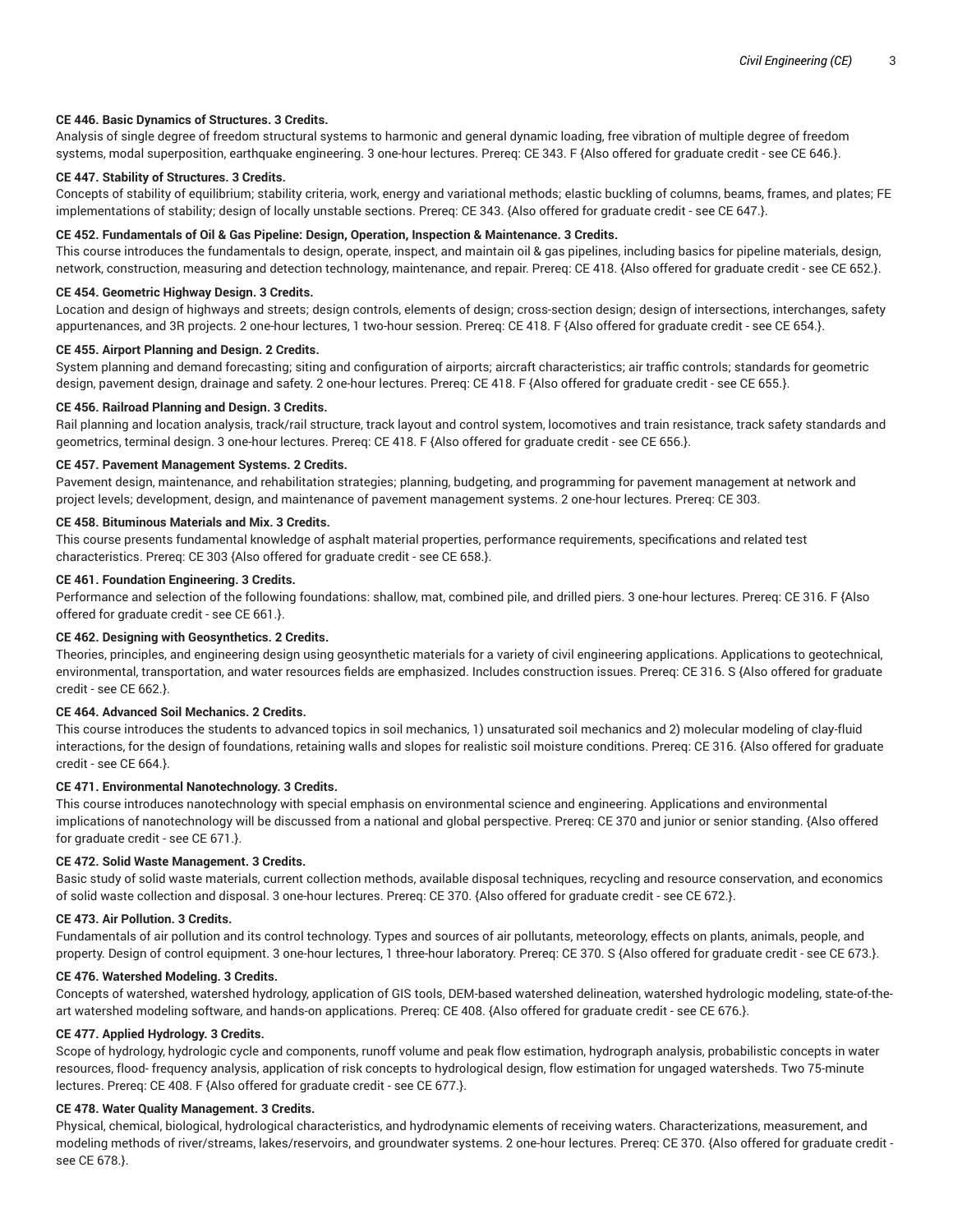**CE 446. Basic Dynamics of Structures. 3 Credits.**

Analysis of single degree of freedom structural systems to harmonic and general dynamic loading, free vibration of multiple degree of freedom systems, modal superposition, earthquake engineering. 3 one-hour lectures. Prereq: CE 343. F {Also offered for graduate credit - see CE 646.}.

**CE 447. Stability of Structures. 3 Credits.**

Concepts of stability of equilibrium; stability criteria, work, energy and variational methods; elastic buckling of columns, beams, frames, and plates; FE implementations of stability; design of locally unstable sections. Prereq: CE 343. {Also offered for graduate credit - see CE 647.}.

**CE 452. Fundamentals of Oil & Gas Pipeline: Design, Operation, Inspection & Maintenance. 3 Credits.**

This course introduces the fundamentals to design, operate, inspect, and maintain oil & gas pipelines, including basics for pipeline materials, design, network, construction, measuring and detection technology, maintenance, and repair. Prereq: CE 418. {Also offered for graduate credit - see CE 652.}.

**CE 454. Geometric Highway Design. 3 Credits.**

Location and design of highways and streets; design controls, elements of design; cross-section design; design of intersections, interchanges, safety appurtenances, and 3R projects. 2 one-hour lectures, 1 two-hour session. Prereq: CE 418. F {Also offered for graduate credit - see CE 654.}.

**CE 455. Airport Planning and Design. 2 Credits.**

System planning and demand forecasting; siting and configuration of airports; aircraft characteristics; air traffic controls; standards for geometric design, pavement design, drainage and safety. 2 one-hour lectures. Prereq: CE 418. F {Also offered for graduate credit - see CE 655.}.

**CE 456. Railroad Planning and Design. 3 Credits.**

Rail planning and location analysis, track/rail structure, track layout and control system, locomotives and train resistance, track safety standards and geometrics, terminal design. 3 one-hour lectures. Prereq: CE 418. F {Also offered for graduate credit - see CE 656.}.

**CE 457. Pavement Management Systems. 2 Credits.**

Pavement design, maintenance, and rehabilitation strategies; planning, budgeting, and programming for pavement management at network and project levels; development, design, and maintenance of pavement management systems. 2 one-hour lectures. Prereq: CE 303.

**CE 458. Bituminous Materials and Mix. 3 Credits.**

This course presents fundamental knowledge of asphalt material properties, performance requirements, specifications and related test characteristics. Prereq: CE 303 {Also offered for graduate credit - see CE 658.}.

**CE 461. Foundation Engineering. 3 Credits.**

Performance and selection of the following foundations: shallow, mat, combined pile, and drilled piers. 3 one-hour lectures. Prereq: CE 316. F {Also offered for graduate credit - see CE 661.}.

**CE 462. Designing with Geosynthetics. 2 Credits.**

Theories, principles, and engineering design using geosynthetic materials for a variety of civil engineering applications. Applications to geotechnical, environmental, transportation, and water resources fields are emphasized. Includes construction issues. Prereq: CE 316. S {Also offered for graduate credit - see CE 662.}.

**CE 464. Advanced Soil Mechanics. 2 Credits.**

This course introduces the students to advanced topics in soil mechanics, 1) unsaturated soil mechanics and 2) molecular modeling of clay-fluid interactions, for the design of foundations, retaining walls and slopes for realistic soil moisture conditions. Prereq: CE 316. {Also offered for graduate credit - see CE 664.}.

**CE 471. Environmental Nanotechnology. 3 Credits.**

This course introduces nanotechnology with special emphasis on environmental science and engineering. Applications and environmental implications of nanotechnology will be discussed from a national and global perspective. Prereq: CE 370 and junior or senior standing. {Also offered for graduate credit - see CE 671.}.

**CE 472. Solid Waste Management. 3 Credits.**

Basic study of solid waste materials, current collection methods, available disposal techniques, recycling and resource conservation, and economics of solid waste collection and disposal. 3 one-hour lectures. Prereq: CE 370. {Also offered for graduate credit - see CE 672.}.

**CE 473. Air Pollution. 3 Credits.**

Fundamentals of air pollution and its control technology. Types and sources of air pollutants, meteorology, effects on plants, animals, people, and property. Design of control equipment. 3 one-hour lectures, 1 three-hour laboratory. Prereq: CE 370. S {Also offered for graduate credit - see CE 673.}.

**CE 476. Watershed Modeling. 3 Credits.**

Concepts of watershed, watershed hydrology, application of GIS tools, DEM-based watershed delineation, watershed hydrologic modeling, state-of-the-art watershed modeling software, and hands-on applications. Prereq: CE 408. {Also offered for graduate credit - see CE 676.}.

**CE 477. Applied Hydrology. 3 Credits.**

Scope of hydrology, hydrologic cycle and components, runoff volume and peak flow estimation, hydrograph analysis, probabilistic concepts in water resources, flood- frequency analysis, application of risk concepts to hydrological design, flow estimation for ungaged watersheds. Two 75-minute lectures. Prereq: CE 408. F {Also offered for graduate credit - see CE 677.}.

**CE 478. Water Quality Management. 3 Credits.**

Physical, chemical, biological, hydrological characteristics, and hydrodynamic elements of receiving waters. Characterizations, measurement, and modeling methods of river/streams, lakes/reservoirs, and groundwater systems. 2 one-hour lectures. Prereq: CE 370. {Also offered for graduate credit - see CE 678.}.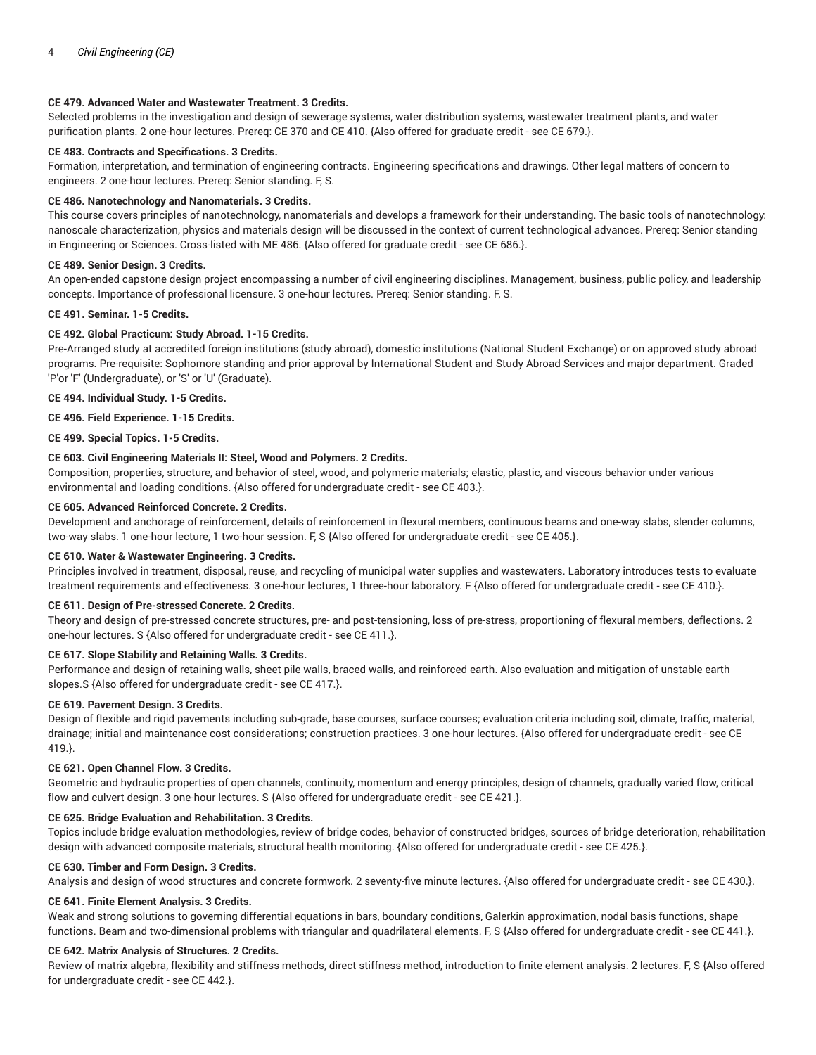**CE 479. Advanced Water and Wastewater Treatment. 3 Credits.**
Selected problems in the investigation and design of sewerage systems, water distribution systems, wastewater treatment plants, and water purification plants. 2 one-hour lectures. Prereq: CE 370 and CE 410. {Also offered for graduate credit - see CE 679.}.

**CE 483. Contracts and Specifications. 3 Credits.**
Formation, interpretation, and termination of engineering contracts. Engineering specifications and drawings. Other legal matters of concern to engineers. 2 one-hour lectures. Prereq: Senior standing. F, S.

**CE 486. Nanotechnology and Nanomaterials. 3 Credits.**
This course covers principles of nanotechnology, nanomaterials and develops a framework for their understanding. The basic tools of nanotechnology: nanoscale characterization, physics and materials design will be discussed in the context of current technological advances. Prereq: Senior standing in Engineering or Sciences. Cross-listed with ME 486. {Also offered for graduate credit - see CE 686.}.

**CE 489. Senior Design. 3 Credits.**
An open-ended capstone design project encompassing a number of civil engineering disciplines. Management, business, public policy, and leadership concepts. Importance of professional licensure. 3 one-hour lectures. Prereq: Senior standing. F, S.

**CE 491. Seminar. 1-5 Credits.**

**CE 492. Global Practicum: Study Abroad. 1-15 Credits.**
Pre-Arranged study at accredited foreign institutions (study abroad), domestic institutions (National Student Exchange) or on approved study abroad programs. Pre-requisite: Sophomore standing and prior approval by International Student and Study Abroad Services and major department. Graded 'P'or 'F' (Undergraduate), or 'S' or 'U' (Graduate).

**CE 494. Individual Study. 1-5 Credits.**

**CE 496. Field Experience. 1-15 Credits.**

**CE 499. Special Topics. 1-5 Credits.**

**CE 603. Civil Engineering Materials II: Steel, Wood and Polymers. 2 Credits.**
Composition, properties, structure, and behavior of steel, wood, and polymeric materials; elastic, plastic, and viscous behavior under various environmental and loading conditions. {Also offered for undergraduate credit - see CE 403.}.

**CE 605. Advanced Reinforced Concrete. 2 Credits.**
Development and anchorage of reinforcement, details of reinforcement in flexural members, continuous beams and one-way slabs, slender columns, two-way slabs. 1 one-hour lecture, 1 two-hour session. F, S {Also offered for undergraduate credit - see CE 405.}.

**CE 610. Water & Wastewater Engineering. 3 Credits.**
Principles involved in treatment, disposal, reuse, and recycling of municipal water supplies and wastewaters. Laboratory introduces tests to evaluate treatment requirements and effectiveness. 3 one-hour lectures, 1 three-hour laboratory. F {Also offered for undergraduate credit - see CE 410.}.

**CE 611. Design of Pre-stressed Concrete. 2 Credits.**
Theory and design of pre-stressed concrete structures, pre- and post-tensioning, loss of pre-stress, proportioning of flexural members, deflections. 2 one-hour lectures. S {Also offered for undergraduate credit - see CE 411.}.

**CE 617. Slope Stability and Retaining Walls. 3 Credits.**
Performance and design of retaining walls, sheet pile walls, braced walls, and reinforced earth. Also evaluation and mitigation of unstable earth slopes.S {Also offered for undergraduate credit - see CE 417.}.

**CE 619. Pavement Design. 3 Credits.**
Design of flexible and rigid pavements including sub-grade, base courses, surface courses; evaluation criteria including soil, climate, traffic, material, drainage; initial and maintenance cost considerations; construction practices. 3 one-hour lectures. {Also offered for undergraduate credit - see CE 419.}.

**CE 621. Open Channel Flow. 3 Credits.**
Geometric and hydraulic properties of open channels, continuity, momentum and energy principles, design of channels, gradually varied flow, critical flow and culvert design. 3 one-hour lectures. S {Also offered for undergraduate credit - see CE 421.}.

**CE 625. Bridge Evaluation and Rehabilitation. 3 Credits.**
Topics include bridge evaluation methodologies, review of bridge codes, behavior of constructed bridges, sources of bridge deterioration, rehabilitation design with advanced composite materials, structural health monitoring. {Also offered for undergraduate credit - see CE 425.}.

**CE 630. Timber and Form Design. 3 Credits.**
Analysis and design of wood structures and concrete formwork. 2 seventy-five minute lectures. {Also offered for undergraduate credit - see CE 430.}.

**CE 641. Finite Element Analysis. 3 Credits.**
Weak and strong solutions to governing differential equations in bars, boundary conditions, Galerkin approximation, nodal basis functions, shape functions. Beam and two-dimensional problems with triangular and quadrilateral elements. F, S {Also offered for undergraduate credit - see CE 441.}.

**CE 642. Matrix Analysis of Structures. 2 Credits.**
Review of matrix algebra, flexibility and stiffness methods, direct stiffness method, introduction to finite element analysis. 2 lectures. F, S {Also offered for undergraduate credit - see CE 442.}.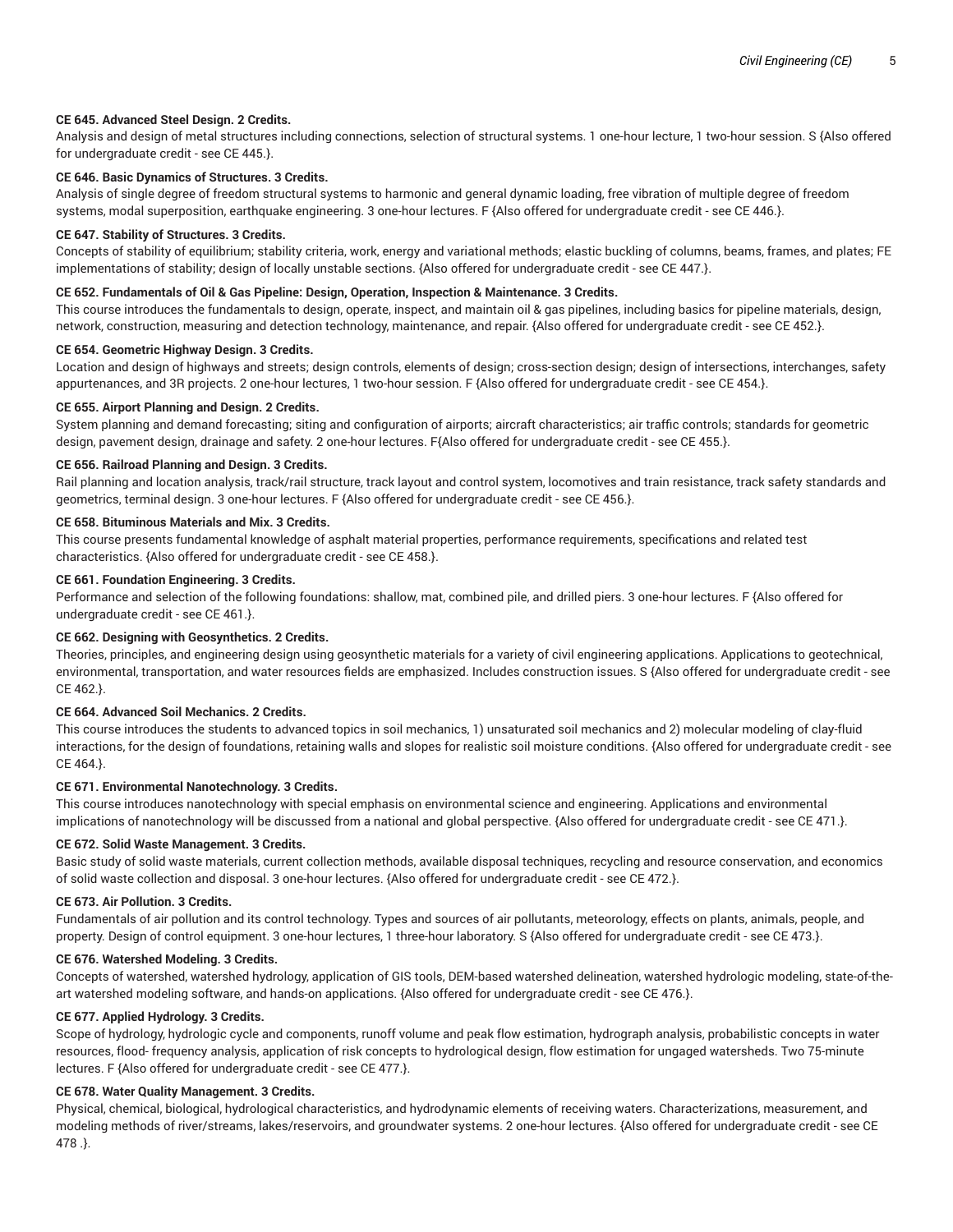**CE 645. Advanced Steel Design. 2 Credits.**

Analysis and design of metal structures including connections, selection of structural systems. 1 one-hour lecture, 1 two-hour session. S {Also offered for undergraduate credit - see CE 445.}.

**CE 646. Basic Dynamics of Structures. 3 Credits.**

Analysis of single degree of freedom structural systems to harmonic and general dynamic loading, free vibration of multiple degree of freedom systems, modal superposition, earthquake engineering. 3 one-hour lectures. F {Also offered for undergraduate credit - see CE 446.}.

**CE 647. Stability of Structures. 3 Credits.**

Concepts of stability of equilibrium; stability criteria, work, energy and variational methods; elastic buckling of columns, beams, frames, and plates; FE implementations of stability; design of locally unstable sections. {Also offered for undergraduate credit - see CE 447.}.

**CE 652. Fundamentals of Oil & Gas Pipeline: Design, Operation, Inspection & Maintenance. 3 Credits.**

This course introduces the fundamentals to design, operate, inspect, and maintain oil & gas pipelines, including basics for pipeline materials, design, network, construction, measuring and detection technology, maintenance, and repair. {Also offered for undergraduate credit - see CE 452.}.

**CE 654. Geometric Highway Design. 3 Credits.**

Location and design of highways and streets; design controls, elements of design; cross-section design; design of intersections, interchanges, safety appurtenances, and 3R projects. 2 one-hour lectures, 1 two-hour session. F {Also offered for undergraduate credit - see CE 454.}.

**CE 655. Airport Planning and Design. 2 Credits.**

System planning and demand forecasting; siting and configuration of airports; aircraft characteristics; air traffic controls; standards for geometric design, pavement design, drainage and safety. 2 one-hour lectures. F{Also offered for undergraduate credit - see CE 455.}.

**CE 656. Railroad Planning and Design. 3 Credits.**

Rail planning and location analysis, track/rail structure, track layout and control system, locomotives and train resistance, track safety standards and geometrics, terminal design. 3 one-hour lectures. F {Also offered for undergraduate credit - see CE 456.}.

**CE 658. Bituminous Materials and Mix. 3 Credits.**

This course presents fundamental knowledge of asphalt material properties, performance requirements, specifications and related test characteristics. {Also offered for undergraduate credit - see CE 458.}.

**CE 661. Foundation Engineering. 3 Credits.**

Performance and selection of the following foundations: shallow, mat, combined pile, and drilled piers. 3 one-hour lectures. F {Also offered for undergraduate credit - see CE 461.}.

**CE 662. Designing with Geosynthetics. 2 Credits.**

Theories, principles, and engineering design using geosynthetic materials for a variety of civil engineering applications. Applications to geotechnical, environmental, transportation, and water resources fields are emphasized. Includes construction issues. S {Also offered for undergraduate credit - see CE 462.}.

**CE 664. Advanced Soil Mechanics. 2 Credits.**

This course introduces the students to advanced topics in soil mechanics, 1) unsaturated soil mechanics and 2) molecular modeling of clay-fluid interactions, for the design of foundations, retaining walls and slopes for realistic soil moisture conditions. {Also offered for undergraduate credit - see CE 464.}.

**CE 671. Environmental Nanotechnology. 3 Credits.**

This course introduces nanotechnology with special emphasis on environmental science and engineering. Applications and environmental implications of nanotechnology will be discussed from a national and global perspective. {Also offered for undergraduate credit - see CE 471.}.

**CE 672. Solid Waste Management. 3 Credits.**

Basic study of solid waste materials, current collection methods, available disposal techniques, recycling and resource conservation, and economics of solid waste collection and disposal. 3 one-hour lectures. {Also offered for undergraduate credit - see CE 472.}.

**CE 673. Air Pollution. 3 Credits.**

Fundamentals of air pollution and its control technology. Types and sources of air pollutants, meteorology, effects on plants, animals, people, and property. Design of control equipment. 3 one-hour lectures, 1 three-hour laboratory. S {Also offered for undergraduate credit - see CE 473.}.

**CE 676. Watershed Modeling. 3 Credits.**

Concepts of watershed, watershed hydrology, application of GIS tools, DEM-based watershed delineation, watershed hydrologic modeling, state-of-the-art watershed modeling software, and hands-on applications. {Also offered for undergraduate credit - see CE 476.}.

**CE 677. Applied Hydrology. 3 Credits.**

Scope of hydrology, hydrologic cycle and components, runoff volume and peak flow estimation, hydrograph analysis, probabilistic concepts in water resources, flood- frequency analysis, application of risk concepts to hydrological design, flow estimation for ungaged watersheds. Two 75-minute lectures. F {Also offered for undergraduate credit - see CE 477.}.

**CE 678. Water Quality Management. 3 Credits.**

Physical, chemical, biological, hydrological characteristics, and hydrodynamic elements of receiving waters. Characterizations, measurement, and modeling methods of river/streams, lakes/reservoirs, and groundwater systems. 2 one-hour lectures. {Also offered for undergraduate credit - see CE 478 .}.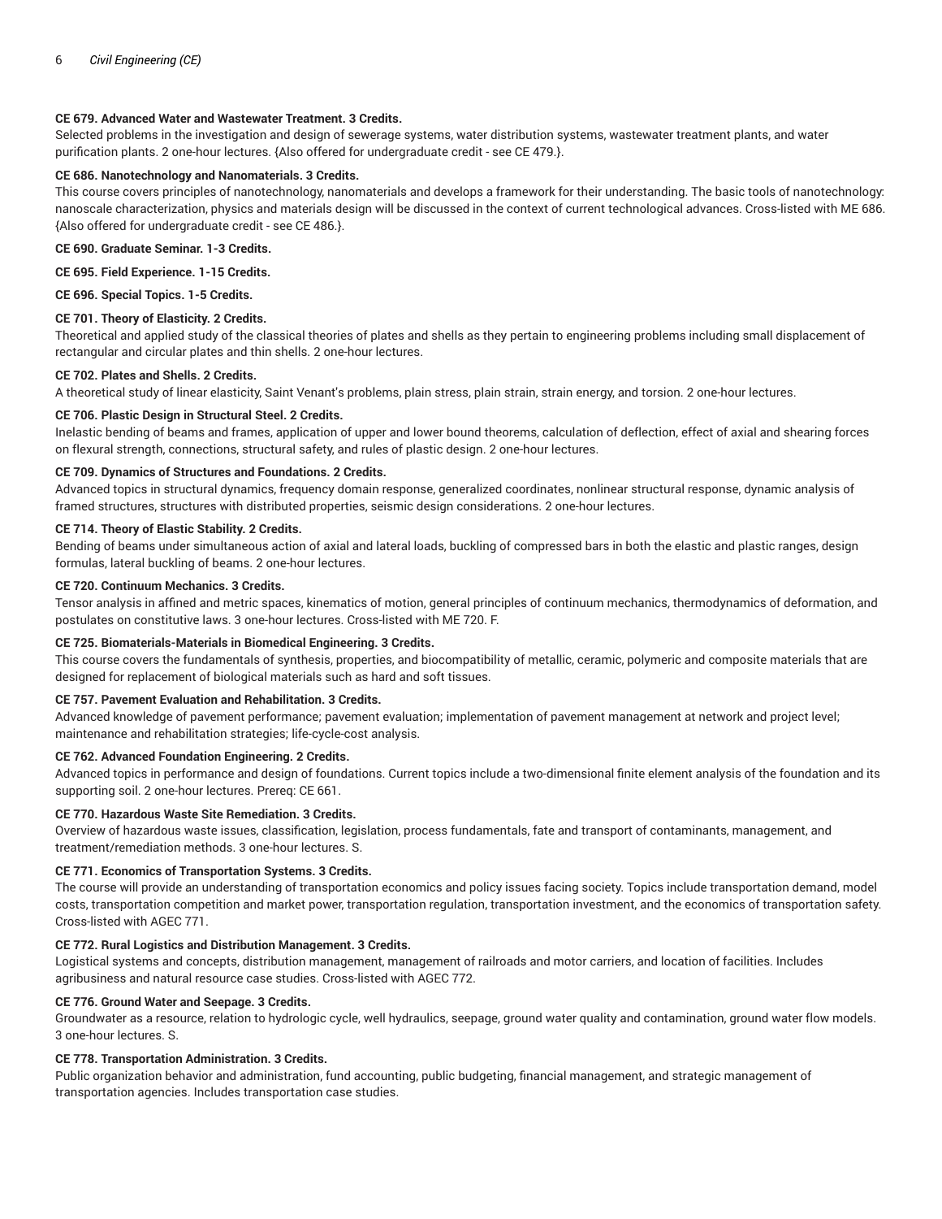**CE 679. Advanced Water and Wastewater Treatment. 3 Credits.**
Selected problems in the investigation and design of sewerage systems, water distribution systems, wastewater treatment plants, and water purification plants. 2 one-hour lectures. {Also offered for undergraduate credit - see CE 479.}.

**CE 686. Nanotechnology and Nanomaterials. 3 Credits.**
This course covers principles of nanotechnology, nanomaterials and develops a framework for their understanding. The basic tools of nanotechnology: nanoscale characterization, physics and materials design will be discussed in the context of current technological advances. Cross-listed with ME 686. {Also offered for undergraduate credit - see CE 486.}.

**CE 690. Graduate Seminar. 1-3 Credits.**

**CE 695. Field Experience. 1-15 Credits.**

**CE 696. Special Topics. 1-5 Credits.**

**CE 701. Theory of Elasticity. 2 Credits.**
Theoretical and applied study of the classical theories of plates and shells as they pertain to engineering problems including small displacement of rectangular and circular plates and thin shells. 2 one-hour lectures.

**CE 702. Plates and Shells. 2 Credits.**
A theoretical study of linear elasticity, Saint Venant's problems, plain stress, plain strain, strain energy, and torsion. 2 one-hour lectures.

**CE 706. Plastic Design in Structural Steel. 2 Credits.**
Inelastic bending of beams and frames, application of upper and lower bound theorems, calculation of deflection, effect of axial and shearing forces on flexural strength, connections, structural safety, and rules of plastic design. 2 one-hour lectures.

**CE 709. Dynamics of Structures and Foundations. 2 Credits.**
Advanced topics in structural dynamics, frequency domain response, generalized coordinates, nonlinear structural response, dynamic analysis of framed structures, structures with distributed properties, seismic design considerations. 2 one-hour lectures.

**CE 714. Theory of Elastic Stability. 2 Credits.**
Bending of beams under simultaneous action of axial and lateral loads, buckling of compressed bars in both the elastic and plastic ranges, design formulas, lateral buckling of beams. 2 one-hour lectures.

**CE 720. Continuum Mechanics. 3 Credits.**
Tensor analysis in affined and metric spaces, kinematics of motion, general principles of continuum mechanics, thermodynamics of deformation, and postulates on constitutive laws. 3 one-hour lectures. Cross-listed with ME 720. F.

**CE 725. Biomaterials-Materials in Biomedical Engineering. 3 Credits.**
This course covers the fundamentals of synthesis, properties, and biocompatibility of metallic, ceramic, polymeric and composite materials that are designed for replacement of biological materials such as hard and soft tissues.

**CE 757. Pavement Evaluation and Rehabilitation. 3 Credits.**
Advanced knowledge of pavement performance; pavement evaluation; implementation of pavement management at network and project level; maintenance and rehabilitation strategies; life-cycle-cost analysis.

**CE 762. Advanced Foundation Engineering. 2 Credits.**
Advanced topics in performance and design of foundations. Current topics include a two-dimensional finite element analysis of the foundation and its supporting soil. 2 one-hour lectures. Prereq: CE 661.

**CE 770. Hazardous Waste Site Remediation. 3 Credits.**
Overview of hazardous waste issues, classification, legislation, process fundamentals, fate and transport of contaminants, management, and treatment/remediation methods. 3 one-hour lectures. S.

**CE 771. Economics of Transportation Systems. 3 Credits.**
The course will provide an understanding of transportation economics and policy issues facing society. Topics include transportation demand, model costs, transportation competition and market power, transportation regulation, transportation investment, and the economics of transportation safety. Cross-listed with AGEC 771.

**CE 772. Rural Logistics and Distribution Management. 3 Credits.**
Logistical systems and concepts, distribution management, management of railroads and motor carriers, and location of facilities. Includes agribusiness and natural resource case studies. Cross-listed with AGEC 772.

**CE 776. Ground Water and Seepage. 3 Credits.**
Groundwater as a resource, relation to hydrologic cycle, well hydraulics, seepage, ground water quality and contamination, ground water flow models. 3 one-hour lectures. S.

**CE 778. Transportation Administration. 3 Credits.**
Public organization behavior and administration, fund accounting, public budgeting, financial management, and strategic management of transportation agencies. Includes transportation case studies.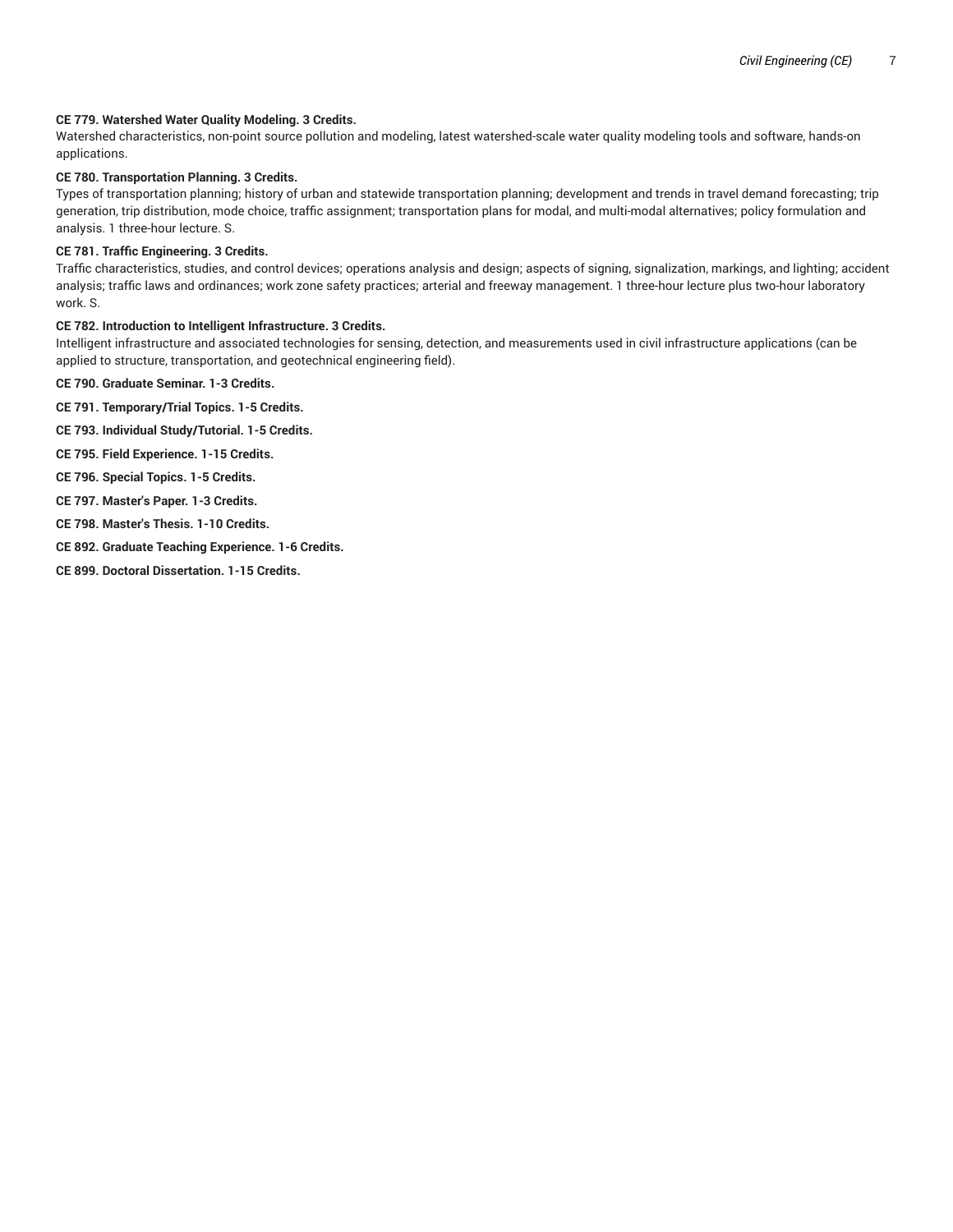**CE 779. Watershed Water Quality Modeling. 3 Credits.**
Watershed characteristics, non-point source pollution and modeling, latest watershed-scale water quality modeling tools and software, hands-on applications.

**CE 780. Transportation Planning. 3 Credits.**
Types of transportation planning; history of urban and statewide transportation planning; development and trends in travel demand forecasting; trip generation, trip distribution, mode choice, traffic assignment; transportation plans for modal, and multi-modal alternatives; policy formulation and analysis. 1 three-hour lecture. S.

**CE 781. Traffic Engineering. 3 Credits.**
Traffic characteristics, studies, and control devices; operations analysis and design; aspects of signing, signalization, markings, and lighting; accident analysis; traffic laws and ordinances; work zone safety practices; arterial and freeway management. 1 three-hour lecture plus two-hour laboratory work. S.

**CE 782. Introduction to Intelligent Infrastructure. 3 Credits.**
Intelligent infrastructure and associated technologies for sensing, detection, and measurements used in civil infrastructure applications (can be applied to structure, transportation, and geotechnical engineering field).

**CE 790. Graduate Seminar. 1-3 Credits.**

**CE 791. Temporary/Trial Topics. 1-5 Credits.**

**CE 793. Individual Study/Tutorial. 1-5 Credits.**

**CE 795. Field Experience. 1-15 Credits.**

**CE 796. Special Topics. 1-5 Credits.**

**CE 797. Master's Paper. 1-3 Credits.**

**CE 798. Master's Thesis. 1-10 Credits.**

**CE 892. Graduate Teaching Experience. 1-6 Credits.**

**CE 899. Doctoral Dissertation. 1-15 Credits.**